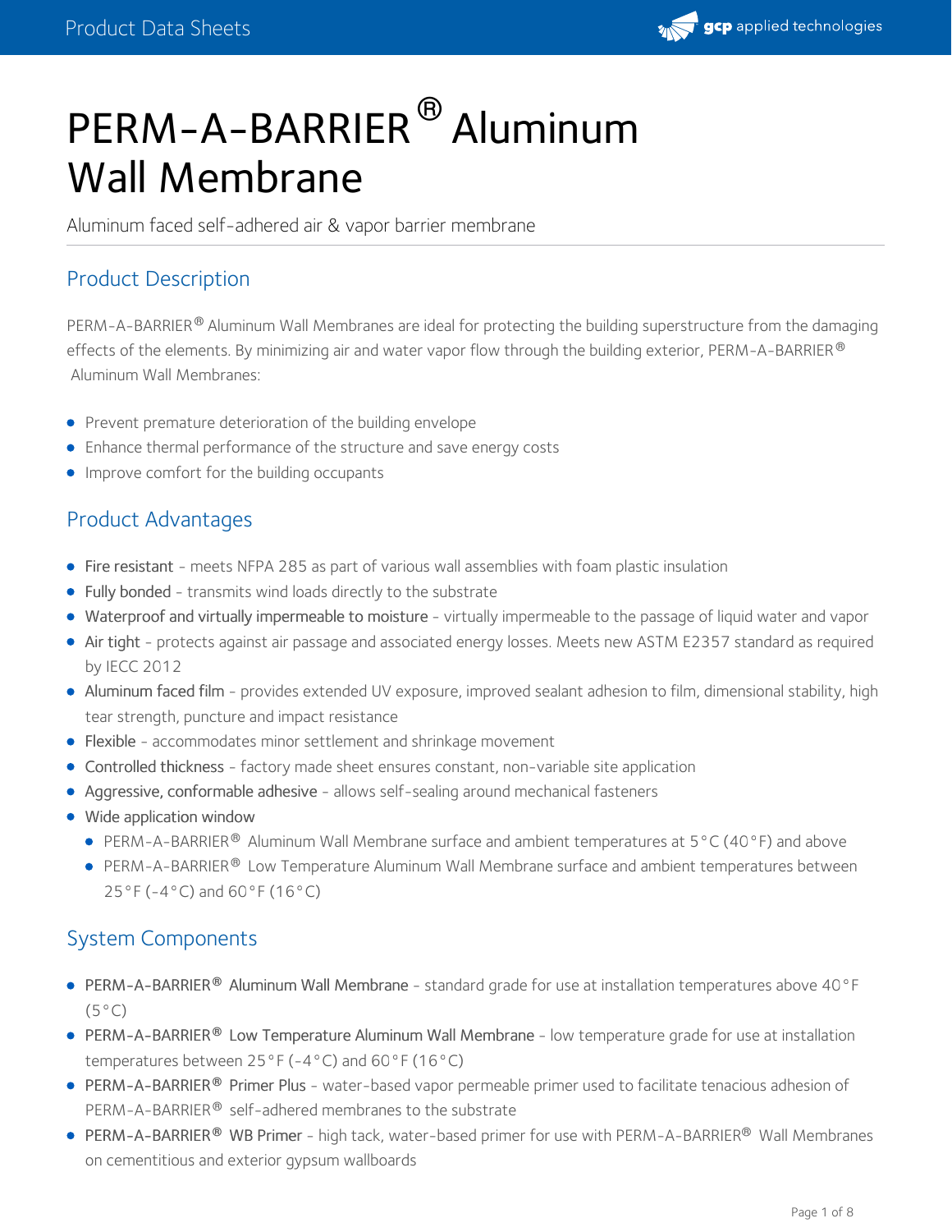# PERM-A-BARRIER® Aluminum Wall Membrane

Aluminum faced self-adhered air & vapor barrier membrane

## Product Description

PERM-A-BARRIER® Aluminum Wall Membranes are ideal for protecting the building superstructure from the damaging effects of the elements. By minimizing air and water vapor flow through the building exterior, PERM-A-BARRIER® Aluminum Wall Membranes:

- Prevent premature deterioration of the building envelope
- Enhance thermal performance of the structure and save energy costs
- Improve comfort for the building occupants

## Product Advantages

- Fire resistant - meets NFPA 285 as part of various wall assemblies with foam plastic insulation
- Fully bonded - transmits wind loads directly to the substrate
- Waterproof and virtually impermeable to moisture - virtually impermeable to the passage of liquid water and vapor
- Air tight - protects against air passage and associated energy losses. Meets new ASTM E2357 standard as required by IECC 2012
- Aluminum faced film - provides extended UV exposure, improved sealant adhesion to film, dimensional stability, high tear strength, puncture and impact resistance
- Flexible - accommodates minor settlement and shrinkage movement
- Controlled thickness - factory made sheet ensures constant, non-variable site application
- Aggressive, conformable adhesive - allows self-sealing around mechanical fasteners
- Wide application window
  - PERM-A-BARRIER® Aluminum Wall Membrane surface and ambient temperatures at 5°C (40°F) and above
  - PERM-A-BARRIER® Low Temperature Aluminum Wall Membrane surface and ambient temperatures between 25°F (-4°C) and 60°F (16°C)

## System Components

- PERM-A-BARRIER® Aluminum Wall Membrane - standard grade for use at installation temperatures above 40°F (5°C)
- PERM-A-BARRIER® Low Temperature Aluminum Wall Membrane - low temperature grade for use at installation temperatures between 25°F (-4°C) and 60°F (16°C)
- PERM-A-BARRIER® Primer Plus - water-based vapor permeable primer used to facilitate tenacious adhesion of PERM-A-BARRIER® self-adhered membranes to the substrate
- PERM-A-BARRIER® WB Primer - high tack, water-based primer for use with PERM-A-BARRIER® Wall Membranes on cementitious and exterior gypsum wallboards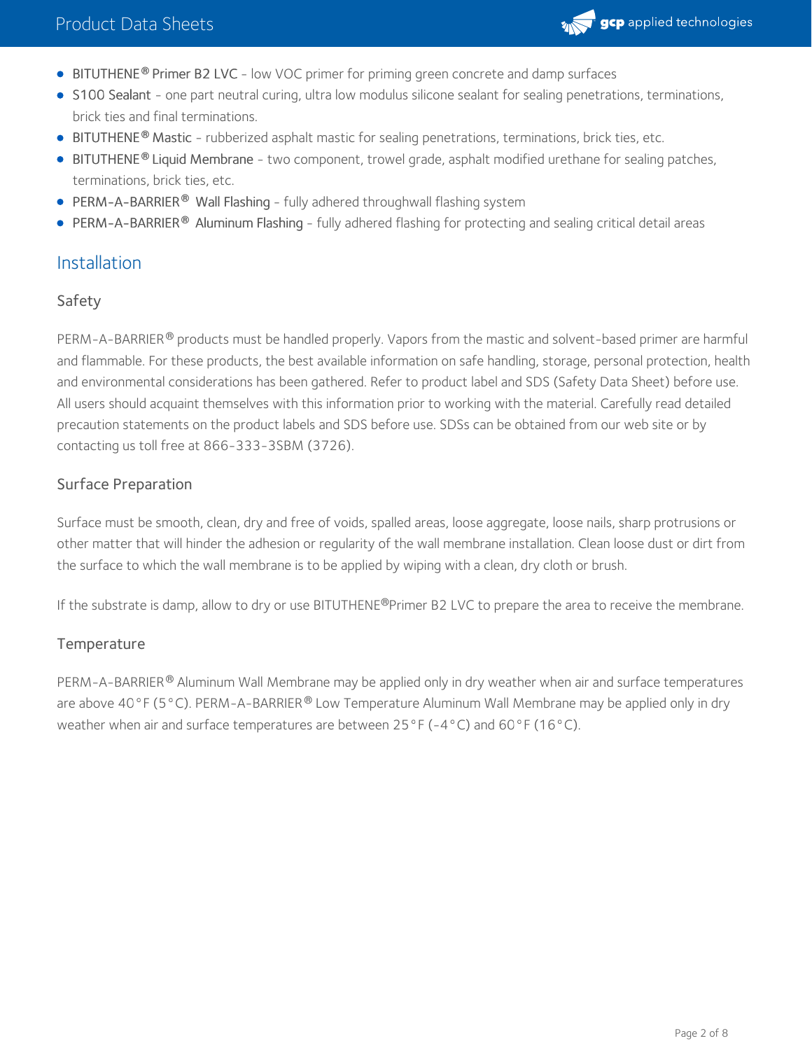- BITUTHENE® Primer B2 LVC - low VOC primer for priming green concrete and damp surfaces
- S100 Sealant - one part neutral curing, ultra low modulus silicone sealant for sealing penetrations, terminations, brick ties and final terminations.
- BITUTHENE® Mastic - rubberized asphalt mastic for sealing penetrations, terminations, brick ties, etc.
- BITUTHENE® Liquid Membrane - two component, trowel grade, asphalt modified urethane for sealing patches, terminations, brick ties, etc.
- PERM-A-BARRIER® Wall Flashing - fully adhered throughwall flashing system
- PERM-A-BARRIER® Aluminum Flashing - fully adhered flashing for protecting and sealing critical detail areas

## Installation

### Safety

PERM-A-BARRIER® products must be handled properly. Vapors from the mastic and solvent-based primer are harmful and flammable. For these products, the best available information on safe handling, storage, personal protection, health and environmental considerations has been gathered. Refer to product label and SDS (Safety Data Sheet) before use. All users should acquaint themselves with this information prior to working with the material. Carefully read detailed precaution statements on the product labels and SDS before use. SDSs can be obtained from our web site or by contacting us toll free at 866-333-3SBM (3726).

### Surface Preparation

Surface must be smooth, clean, dry and free of voids, spalled areas, loose aggregate, loose nails, sharp protrusions or other matter that will hinder the adhesion or regularity of the wall membrane installation. Clean loose dust or dirt from the surface to which the wall membrane is to be applied by wiping with a clean, dry cloth or brush.

If the substrate is damp, allow to dry or use BITUTHENE®Primer B2 LVC to prepare the area to receive the membrane.

### Temperature

PERM-A-BARRIER® Aluminum Wall Membrane may be applied only in dry weather when air and surface temperatures are above 40°F (5°C). PERM-A-BARRIER® Low Temperature Aluminum Wall Membrane may be applied only in dry weather when air and surface temperatures are between 25°F (-4°C) and 60°F (16°C).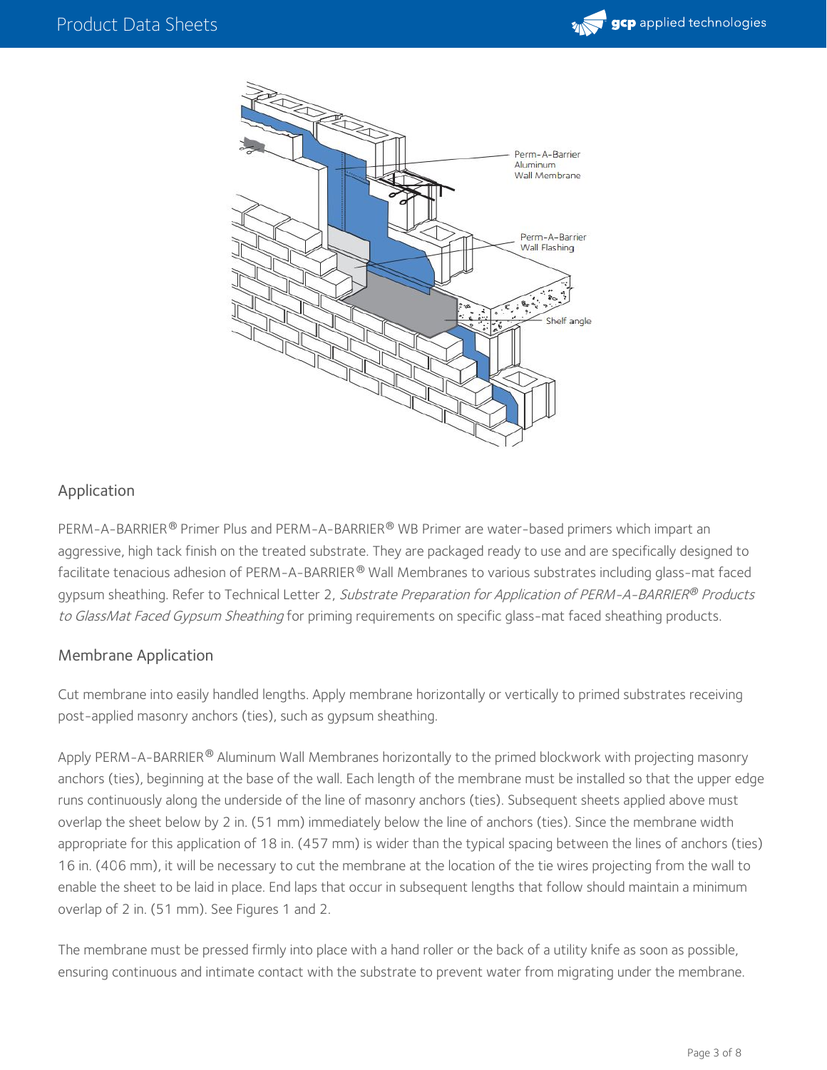## Application

PERM-A-BARRIER® Primer Plus and PERM-A-BARRIER® WB Primer are water-based primers which impart an aggressive, high tack finish on the treated substrate. They are packaged ready to use and are specifically designed to facilitate tenacious adhesion of PERM-A-BARRIER® Wall Membranes to various substrates including glass-mat faced gypsum sheathing. Refer to Technical Letter 2, *Substrate Preparation for Application of PERM-A-BARRIER® Products to GlassMat Faced Gypsum Sheathing* for priming requirements on specific glass-mat faced sheathing products.

## Membrane Application

Cut membrane into easily handled lengths. Apply membrane horizontally or vertically to primed substrates receiving post-applied masonry anchors (ties), such as gypsum sheathing.

Apply PERM-A-BARRIER® Aluminum Wall Membranes horizontally to the primed blockwork with projecting masonry anchors (ties), beginning at the base of the wall. Each length of the membrane must be installed so that the upper edge runs continuously along the underside of the line of masonry anchors (ties). Subsequent sheets applied above must overlap the sheet below by 2 in. (51 mm) immediately below the line of anchors (ties). Since the membrane width appropriate for this application of 18 in. (457 mm) is wider than the typical spacing between the lines of anchors (ties) 16 in. (406 mm), it will be necessary to cut the membrane at the location of the tie wires projecting from the wall to enable the sheet to be laid in place. End laps that occur in subsequent lengths that follow should maintain a minimum overlap of 2 in. (51 mm). See Figures 1 and 2.

The membrane must be pressed firmly into place with a hand roller or the back of a utility knife as soon as possible, ensuring continuous and intimate contact with the substrate to prevent water from migrating under the membrane.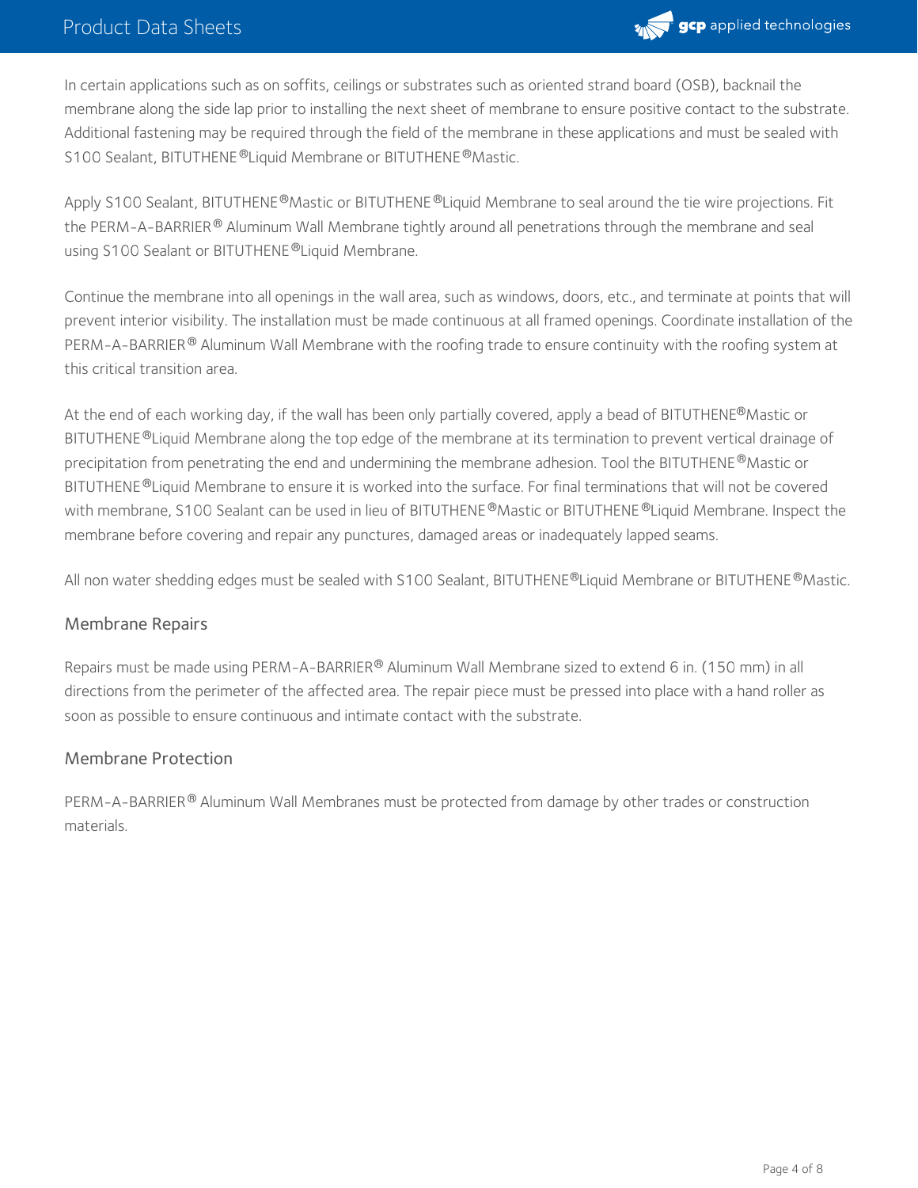In certain applications such as on soffits, ceilings or substrates such as oriented strand board (OSB), backnail the membrane along the side lap prior to installing the next sheet of membrane to ensure positive contact to the substrate. Additional fastening may be required through the field of the membrane in these applications and must be sealed with S100 Sealant, BITUTHENE®Liquid Membrane or BITUTHENE®Mastic.

Apply S100 Sealant, BITUTHENE®Mastic or BITUTHENE®Liquid Membrane to seal around the tie wire projections. Fit the PERM-A-BARRIER® Aluminum Wall Membrane tightly around all penetrations through the membrane and seal using S100 Sealant or BITUTHENE®Liquid Membrane.

Continue the membrane into all openings in the wall area, such as windows, doors, etc., and terminate at points that will prevent interior visibility. The installation must be made continuous at all framed openings. Coordinate installation of the PERM-A-BARRIER® Aluminum Wall Membrane with the roofing trade to ensure continuity with the roofing system at this critical transition area.

At the end of each working day, if the wall has been only partially covered, apply a bead of BITUTHENE®Mastic or BITUTHENE®Liquid Membrane along the top edge of the membrane at its termination to prevent vertical drainage of precipitation from penetrating the end and undermining the membrane adhesion. Tool the BITUTHENE®Mastic or BITUTHENE®Liquid Membrane to ensure it is worked into the surface. For final terminations that will not be covered with membrane, S100 Sealant can be used in lieu of BITUTHENE®Mastic or BITUTHENE®Liquid Membrane. Inspect the membrane before covering and repair any punctures, damaged areas or inadequately lapped seams.

All non water shedding edges must be sealed with S100 Sealant, BITUTHENE®Liquid Membrane or BITUTHENE®Mastic.

## Membrane Repairs

Repairs must be made using PERM-A-BARRIER® Aluminum Wall Membrane sized to extend 6 in. (150 mm) in all directions from the perimeter of the affected area. The repair piece must be pressed into place with a hand roller as soon as possible to ensure continuous and intimate contact with the substrate.

## Membrane Protection

PERM-A-BARRIER® Aluminum Wall Membranes must be protected from damage by other trades or construction materials.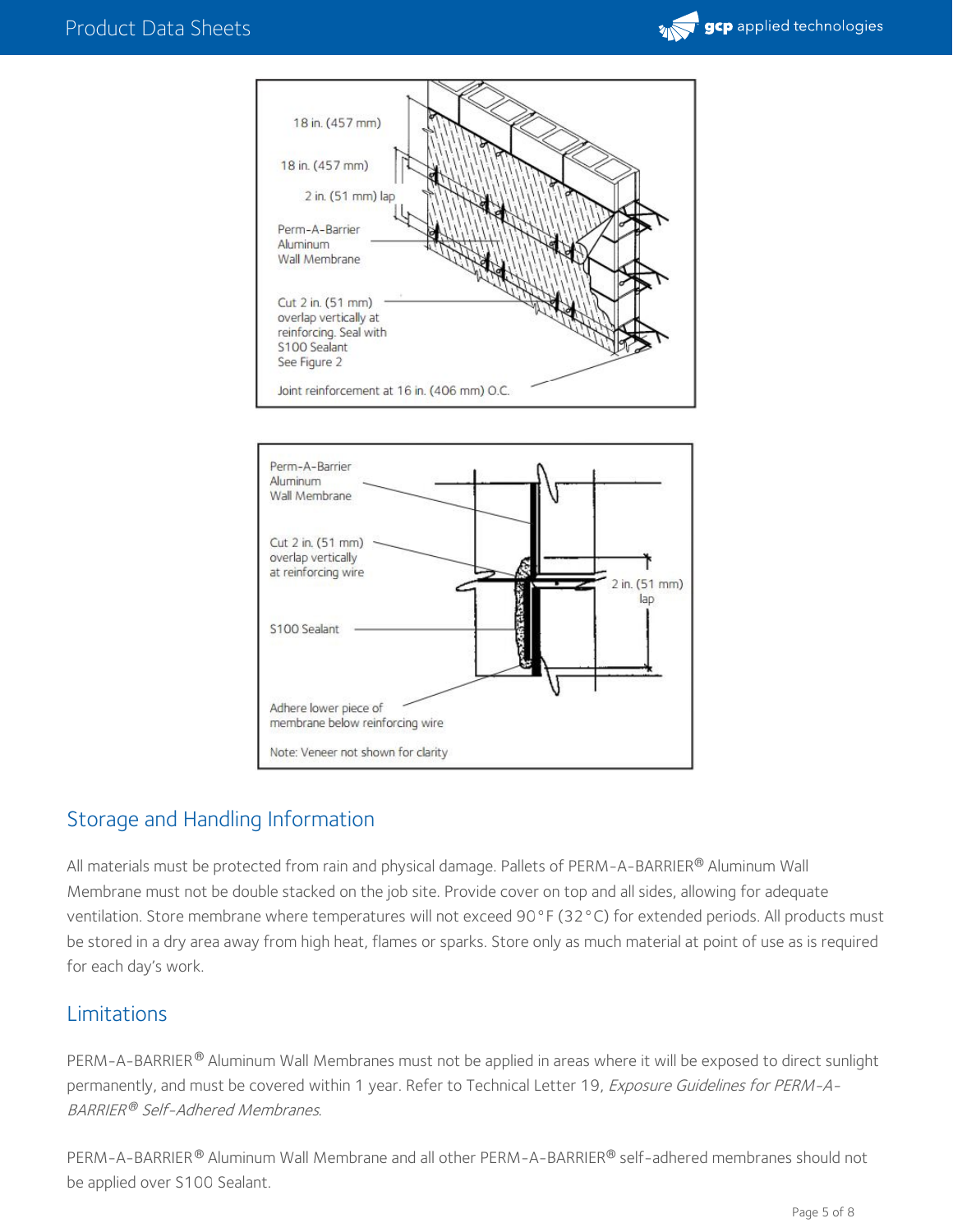## Storage and Handling Information

All materials must be protected from rain and physical damage. Pallets of PERM-A-BARRIER® Aluminum Wall Membrane must not be double stacked on the job site. Provide cover on top and all sides, allowing for adequate ventilation. Store membrane where temperatures will not exceed 90°F (32°C) for extended periods. All products must be stored in a dry area away from high heat, flames or sparks. Store only as much material at point of use as is required for each day's work.

## Limitations

PERM-A-BARRIER® Aluminum Wall Membranes must not be applied in areas where it will be exposed to direct sunlight permanently, and must be covered within 1 year. Refer to Technical Letter 19, *Exposure Guidelines for PERM-A-BARRIER® Self-Adhered Membranes*.

PERM-A-BARRIER® Aluminum Wall Membrane and all other PERM-A-BARRIER® self-adhered membranes should not be applied over S100 Sealant.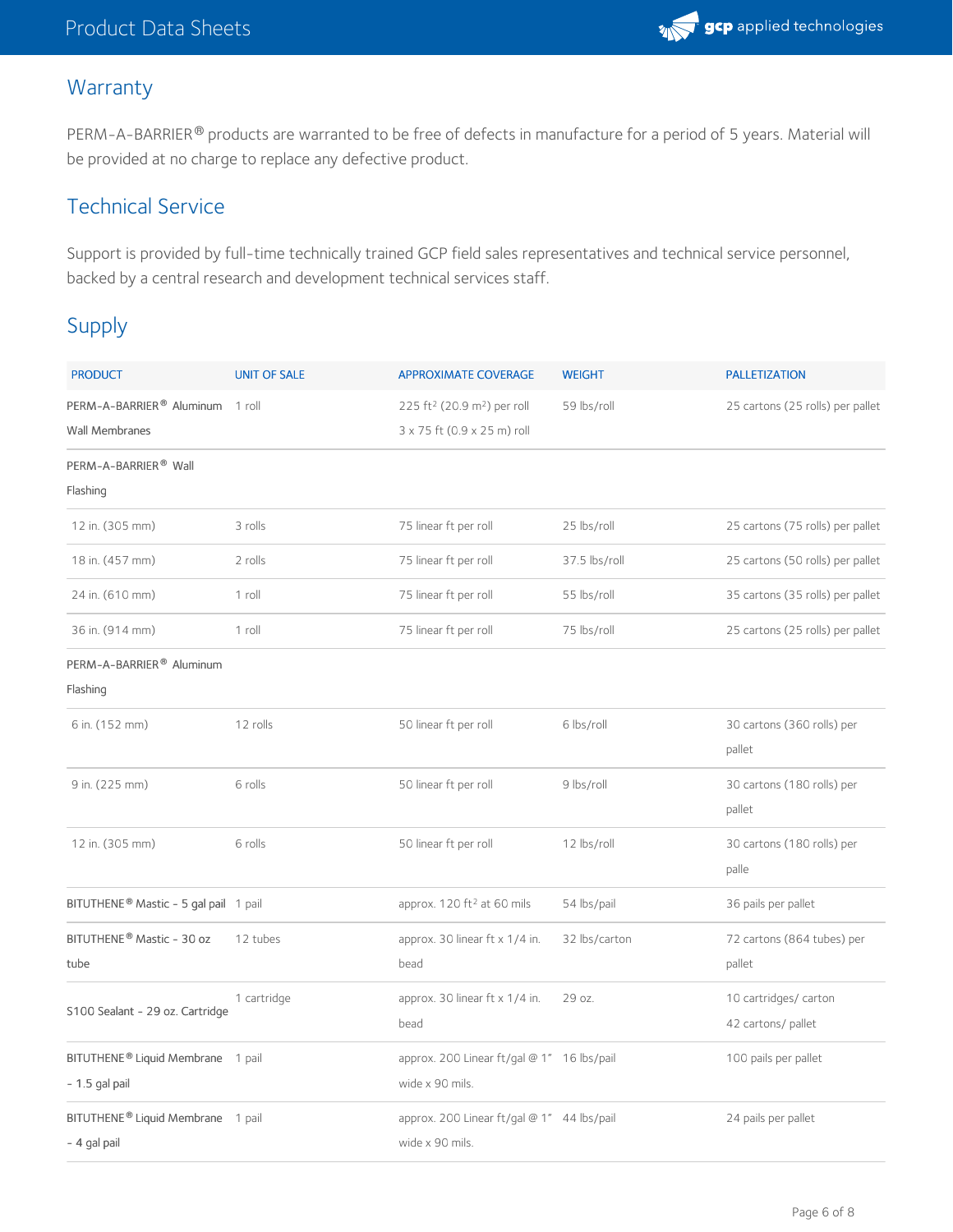## Warranty

PERM-A-BARRIER® products are warranted to be free of defects in manufacture for a period of 5 years. Material will be provided at no charge to replace any defective product.

## Technical Service

Support is provided by full-time technically trained GCP field sales representatives and technical service personnel, backed by a central research and development technical services staff.

## Supply

| PRODUCT | UNIT OF SALE | APPROXIMATE COVERAGE | WEIGHT | PALLETIZATION |
|---|---|---|---|---|
| PERM-A-BARRIER® Aluminum Wall Membranes | 1 roll | 225 ft² (20.9 m²) per roll 3 x 75 ft (0.9 x 25 m) roll | 59 lbs/roll | 25 cartons (25 rolls) per pallet |
| PERM-A-BARRIER® Wall Flashing | | | | |
| 12 in. (305 mm) | 3 rolls | 75 linear ft per roll | 25 lbs/roll | 25 cartons (75 rolls) per pallet |
| 18 in. (457 mm) | 2 rolls | 75 linear ft per roll | 37.5 lbs/roll | 25 cartons (50 rolls) per pallet |
| 24 in. (610 mm) | 1 roll | 75 linear ft per roll | 55 lbs/roll | 35 cartons (35 rolls) per pallet |
| 36 in. (914 mm) | 1 roll | 75 linear ft per roll | 75 lbs/roll | 25 cartons (25 rolls) per pallet |
| PERM-A-BARRIER® Aluminum Flashing | | | | |
| 6 in. (152 mm) | 12 rolls | 50 linear ft per roll | 6 lbs/roll | 30 cartons (360 rolls) per pallet |
| 9 in. (225 mm) | 6 rolls | 50 linear ft per roll | 9 lbs/roll | 30 cartons (180 rolls) per pallet |
| 12 in. (305 mm) | 6 rolls | 50 linear ft per roll | 12 lbs/roll | 30 cartons (180 rolls) per palle |
| BITUTHENE® Mastic - 5 gal pail | 1 pail | approx. 120 ft² at 60 mils | 54 lbs/pail | 36 pails per pallet |
| BITUTHENE® Mastic - 30 oz tube | 12 tubes | approx. 30 linear ft x 1/4 in. bead | 32 lbs/carton | 72 cartons (864 tubes) per pallet |
| S100 Sealant - 29 oz. Cartridge | 1 cartridge | approx. 30 linear ft x 1/4 in. bead | 29 oz. | 10 cartridges/ carton 42 cartons/ pallet |
| BITUTHENE® Liquid Membrane - 1.5 gal pail | 1 pail | approx. 200 Linear ft/gal @ 1" wide x 90 mils. | 16 lbs/pail | 100 pails per pallet |
| BITUTHENE® Liquid Membrane - 4 gal pail | 1 pail | approx. 200 Linear ft/gal @ 1" wide x 90 mils. | 44 lbs/pail | 24 pails per pallet |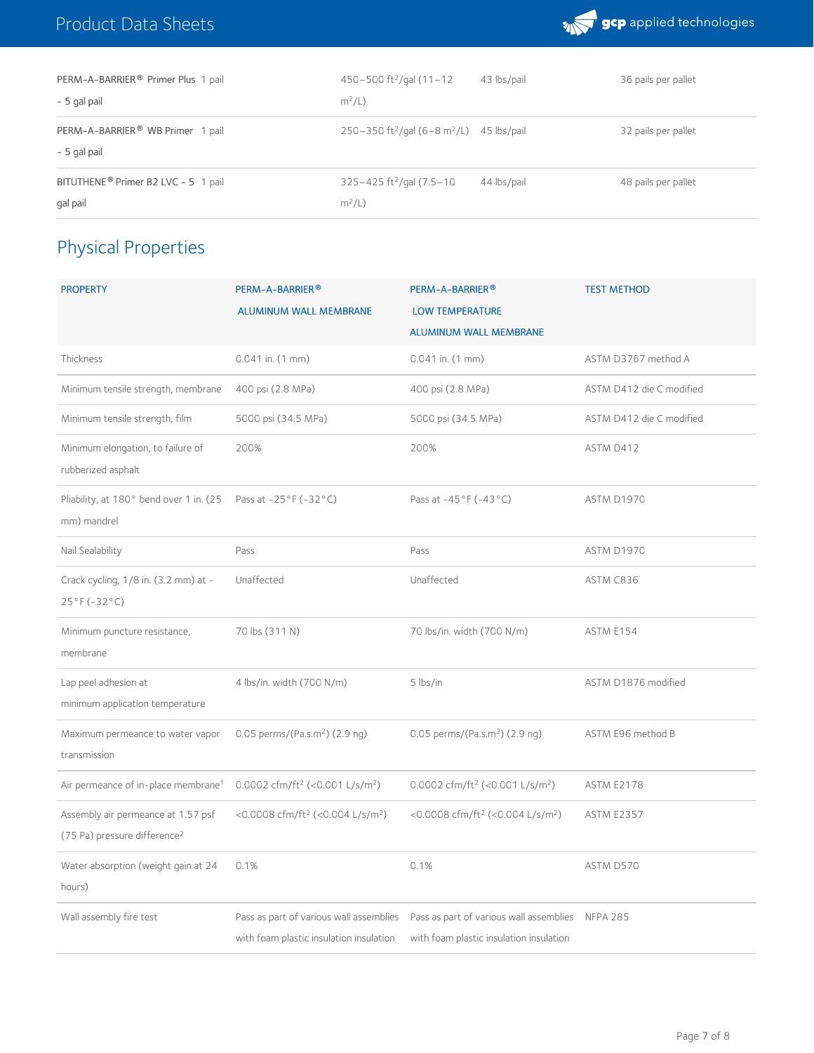| | | | |
|---|---|---|---|
| PERM-A-BARRIER® Primer Plus - 5 gal pail | 1 pail | 450–500 ft²/gal (11–12 m²/L) | 43 lbs/pail | 36 pails per pallet |
| PERM-A-BARRIER® WB Primer - 5 gal pail | 1 pail | 250–350 ft²/gal (6–8 m²/L) | 45 lbs/pail | 32 pails per pallet |
| BITUTHENE® Primer B2 LVC - 5 gal pail | 1 pail | 325–425 ft²/gal (7.5–10 m²/L) | 44 lbs/pail | 48 pails per pallet |

## Physical Properties

| PROPERTY | PERM-A-BARRIER® ALUMINUM WALL MEMBRANE | PERM-A-BARRIER® LOW TEMPERATURE ALUMINUM WALL MEMBRANE | TEST METHOD |
|---|---|---|---|
| Thickness | 0.041 in. (1 mm) | 0.041 in. (1 mm) | ASTM D3767 method A |
| Minimum tensile strength, membrane | 400 psi (2.8 MPa) | 400 psi (2.8 MPa) | ASTM D412 die C modified |
| Minimum tensile strength, film | 5000 psi (34.5 MPa) | 5000 psi (34.5 MPa) | ASTM D412 die C modified |
| Minimum elongation, to failure of rubberized asphalt | 200% | 200% | ASTM D412 |
| Pliability, at 180° bend over 1 in. (25 mm) mandrel | Pass at -25°F (-32°C) | Pass at -45°F (-43°C) | ASTM D1970 |
| Nail Sealability | Pass | Pass | ASTM D1970 |
| Crack cycling, 1/8 in. (3.2 mm) at -25°F (-32°C) | Unaffected | Unaffected | ASTM C836 |
| Minimum puncture resistance, membrane | 70 lbs (311 N) | 70 lbs/in. width (700 N/m) | ASTM E154 |
| Lap peel adhesion at minimum application temperature | 4 lbs/in. width (700 N/m) | 5 lbs/in | ASTM D1876 modified |
| Maximum permeance to water vapor transmission | 0.05 perms/(Pa.s.m²) (2.9 ng) | 0.05 perms/(Pa.s.m²) (2.9 ng) | ASTM E96 method B |
| Air permeance of in-place membrane[1] | 0.0002 cfm/ft² (<0.001 L/s/m²) | 0.0002 cfm/ft² (<0.001 L/s/m²) | ASTM E2178 |
| Assembly air permeance at 1.57 psf (75 Pa) pressure difference[2] | <0.0008 cfm/ft² (<0.004 L/s/m²) | <0.0008 cfm/ft² (<0.004 L/s/m²) | ASTM E2357 |
| Water absorption (weight gain at 24 hours) | 0.1% | 0.1% | ASTM D570 |
| Wall assembly fire test | Pass as part of various wall assemblies with foam plastic insulation insulation | Pass as part of various wall assemblies with foam plastic insulation insulation | NFPA 285 |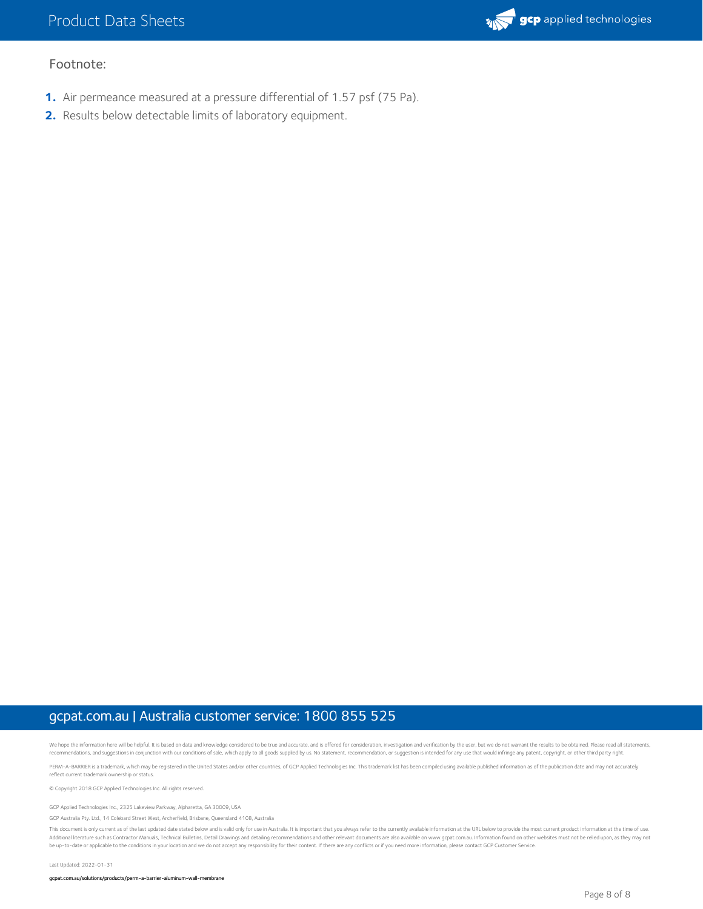Footnote:

1. Air permeance measured at a pressure differential of 1.57 psf (75 Pa).
2. Results below detectable limits of laboratory equipment.

## gcpat.com.au | Australia customer service: 1800 855 525

We hope the information here will be helpful. It is based on data and knowledge considered to be true and accurate, and is offered for consideration, investigation and verification by the user, but we do not warrant the results to be obtained. Please read all statements, recommendations, and suggestions in conjunction with our conditions of sale, which apply to all goods supplied by us. No statement, recommendation, or suggestion is intended for any use that would infringe any patent, copyright, or other third party right.

PERM-A-BARRIER is a trademark, which may be registered in the United States and/or other countries, of GCP Applied Technologies Inc. This trademark list has been compiled using available published information as of the publication date and may not accurately reflect current trademark ownership or status.

© Copyright 2018 GCP Applied Technologies Inc. All rights reserved.

GCP Applied Technologies Inc., 2325 Lakeview Parkway, Alpharetta, GA 30009, USA

GCP Australia Pty. Ltd., 14 Colebard Street West, Archerfield, Brisbane, Queensland 4108, Australia

This document is only current as of the last updated date stated below and is valid only for use in Australia. It is important that you always refer to the currently available information at the URL below to provide the most current product information at the time of use. Additional literature such as Contractor Manuals, Technical Bulletins, Detail Drawings and detailing recommendations and other relevant documents are also available on www.gcpat.com.au. Information found on other websites must not be relied upon, as they may not be up-to-date or applicable to the conditions in your location and we do not accept any responsibility for their content. If there are any conflicts or if you need more information, please contact GCP Customer Service.

Last Updated: 2022-01-31

gcpat.com.au/solutions/products/perm-a-barrier-aluminum-wall-membrane